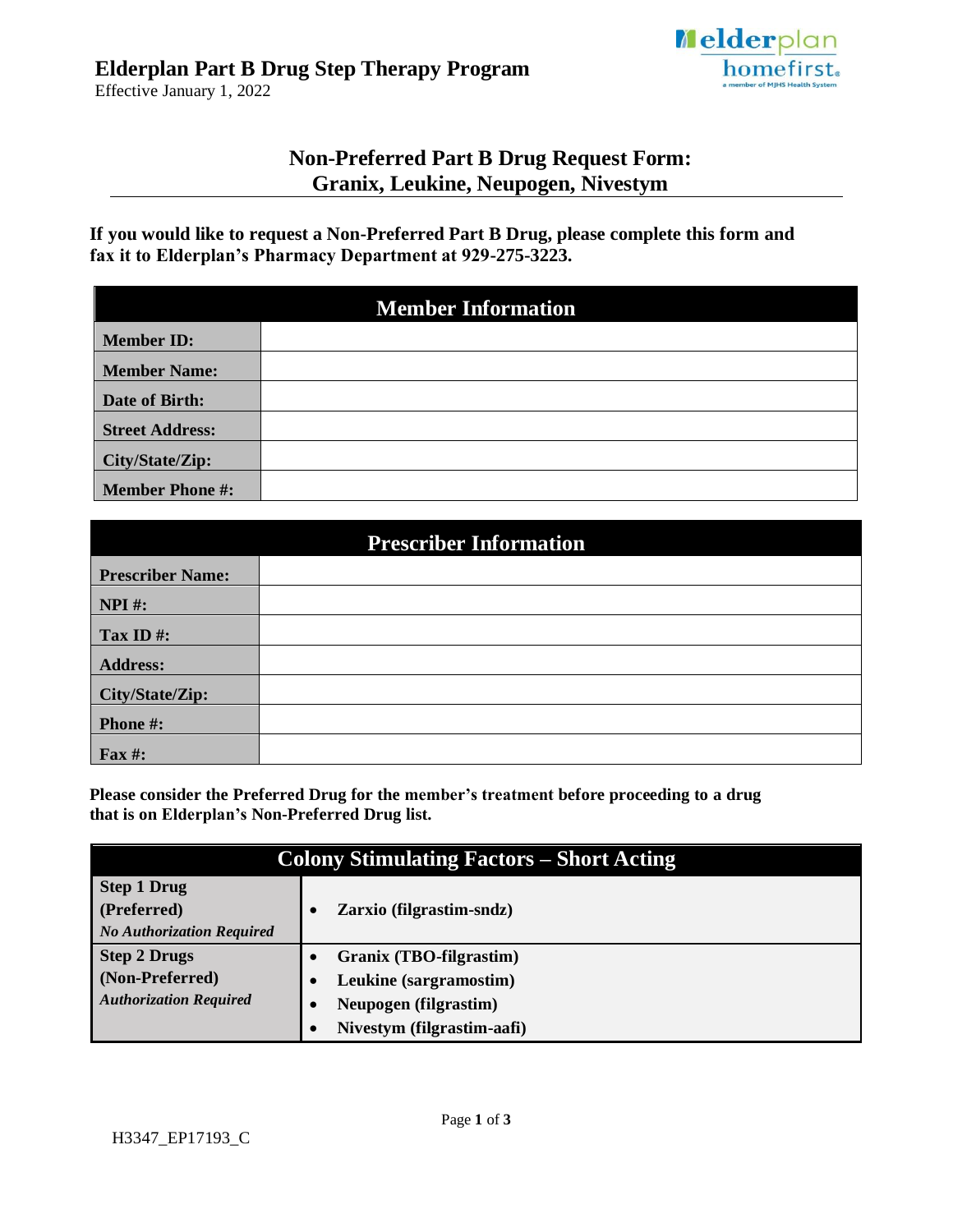# Elderplan Part B Drug Step Therapy Program

Effective January 1, 2022

## Non-Preferred Part B Drug Request Form: Granix, Leukine, Neupogen, Nivestym

**If you would like to request a Non-Preferred Part B Drug, please complete this form and fax it to Elderplan's Pharmacy Department at 929-275-3223.**

| Member Information | |
|---|---|
| **Member ID:** | |
| **Member Name:** | |
| **Date of Birth:** | |
| **Street Address:** | |
| **City/State/Zip:** | |
| **Member Phone #:** | |

| Prescriber Information | |
|---|---|
| **Prescriber Name:** | |
| **NPI #:** | |
| **Tax ID #:** | |
| **Address:** | |
| **City/State/Zip:** | |
| **Phone #:** | |
| **Fax #:** | |

**Please consider the Preferred Drug for the member's treatment before proceeding to a drug that is on Elderplan's Non-Preferred Drug list.**

| Colony Stimulating Factors – Short Acting | |
|---|---|
| **Step 1 Drug (Preferred)** ***No Authorization Required*** | • **Zarxio (filgrastim-sndz)** |
| **Step 2 Drugs (Non-Preferred)** ***Authorization Required*** | • **Granix (TBO-filgrastim)** <br> • **Leukine (sargramostim)** <br> • **Neupogen (filgrastim)** <br> • **Nivestym (filgrastim-aafi)** |

H3347_EP17193_C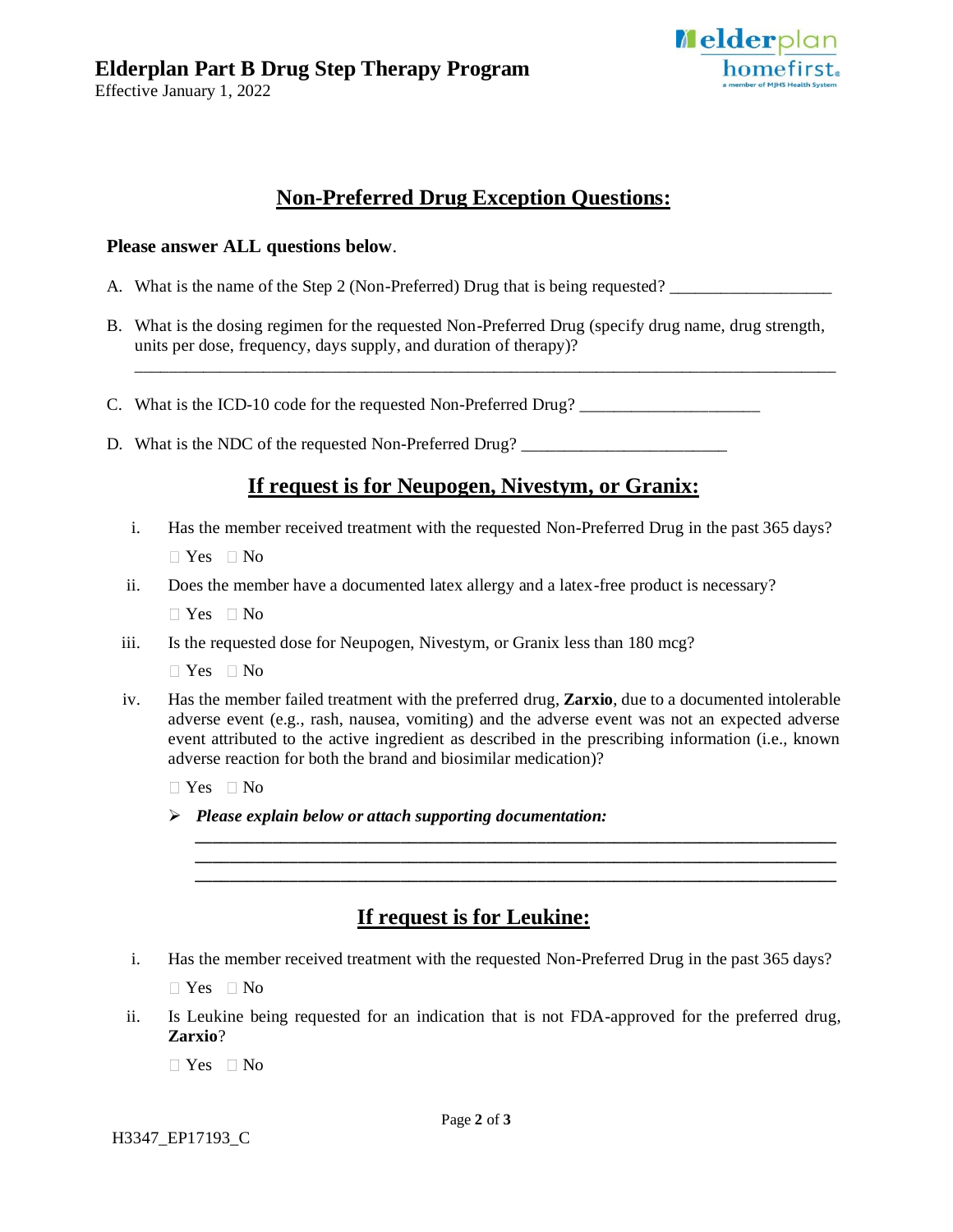## Non-Preferred Drug Exception Questions:

**Please answer ALL questions below**.

A. What is the name of the Step 2 (Non-Preferred) Drug that is being requested? ___________________

B. What is the dosing regimen for the requested Non-Preferred Drug (specify drug name, drug strength, units per dose, frequency, days supply, and duration of therapy)?
________________________________________________________________________________

C. What is the ICD-10 code for the requested Non-Preferred Drug? _____________________

D. What is the NDC of the requested Non-Preferred Drug? ________________________

## If request is for Neupogen, Nivestym, or Granix:

i. Has the member received treatment with the requested Non-Preferred Drug in the past 365 days?

☐ Yes ☐ No

ii. Does the member have a documented latex allergy and a latex-free product is necessary?

☐ Yes ☐ No

iii. Is the requested dose for Neupogen, Nivestym, or Granix less than 180 mcg?

☐ Yes ☐ No

iv. Has the member failed treatment with the preferred drug, **Zarxio**, due to a documented intolerable adverse event (e.g., rash, nausea, vomiting) and the adverse event was not an expected adverse event attributed to the active ingredient as described in the prescribing information (i.e., known adverse reaction for both the brand and biosimilar medication)?

☐ Yes ☐ No

➢ ***Please explain below or attach supporting documentation:***
________________________________________________________________________________
________________________________________________________________________________
________________________________________________________________________________

## If request is for Leukine:

i. Has the member received treatment with the requested Non-Preferred Drug in the past 365 days?

☐ Yes ☐ No

ii. Is Leukine being requested for an indication that is not FDA-approved for the preferred drug, **Zarxio**?

☐ Yes ☐ No

H3347_EP17193_C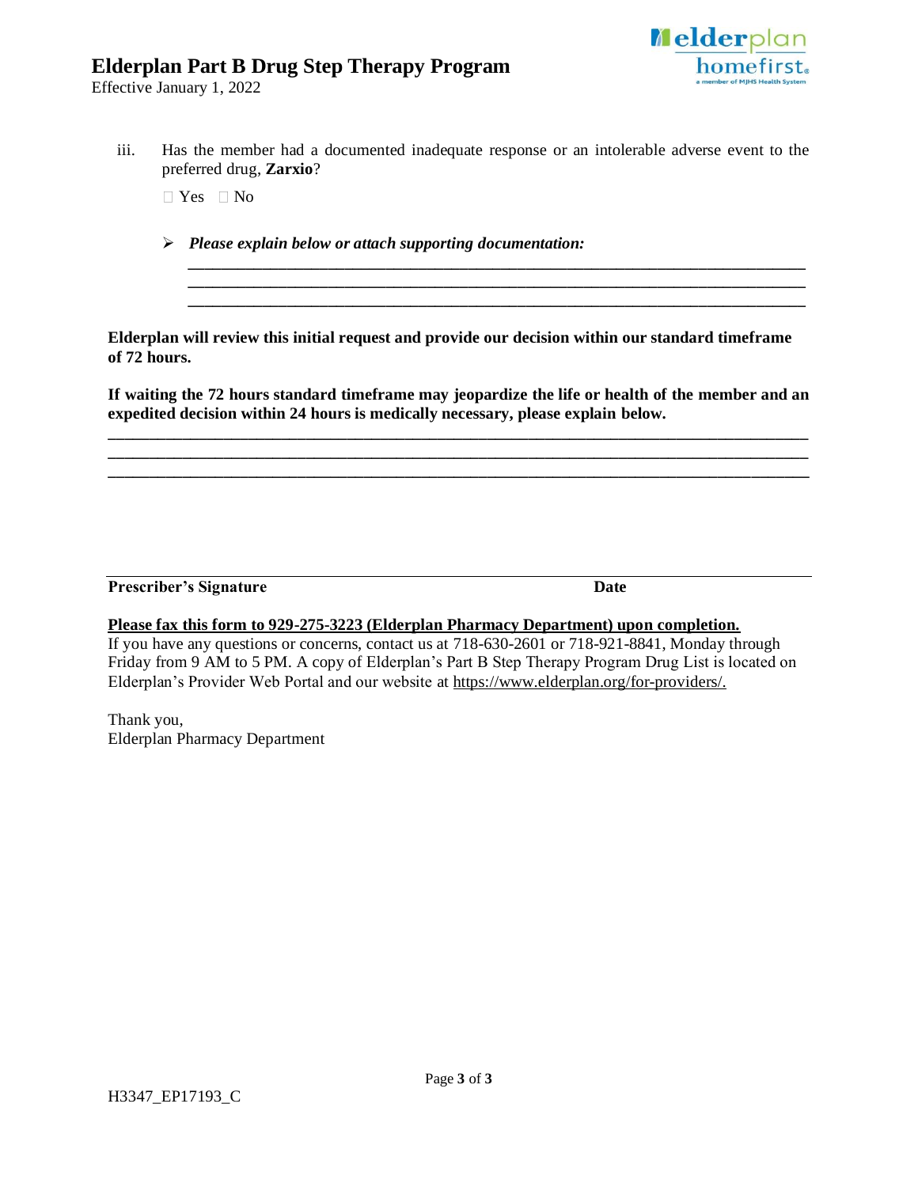iii. Has the member had a documented inadequate response or an intolerable adverse event to the preferred drug, **Zarxio**?

☐ Yes ☐ No

➢ ***Please explain below or attach supporting documentation:***

________________________________________________________________________________
________________________________________________________________________________
________________________________________________________________________________

**Elderplan will review this initial request and provide our decision within our standard timeframe of 72 hours.**

**If waiting the 72 hours standard timeframe may jeopardize the life or health of the member and an expedited decision within 24 hours is medically necessary, please explain below.**

________________________________________________________________________________
________________________________________________________________________________
________________________________________________________________________________

**Prescriber's Signature** **Date**

**Please fax this form to 929-275-3223 (Elderplan Pharmacy Department) upon completion.**

If you have any questions or concerns, contact us at 718-630-2601 or 718-921-8841, Monday through Friday from 9 AM to 5 PM. A copy of Elderplan's Part B Step Therapy Program Drug List is located on Elderplan's Provider Web Portal and our website at https://www.elderplan.org/for-providers/.

Thank you,
Elderplan Pharmacy Department

H3347_EP17193_C